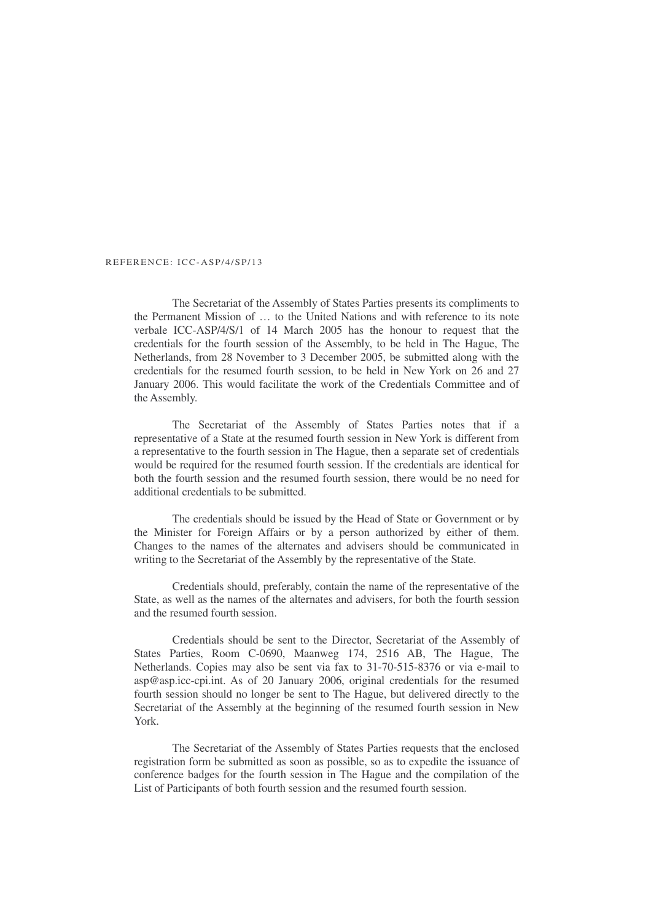REFERENCE: ICC-ASP/4/SP/13

The Secretariat of the Assembly of States Parties presents its compliments to the Permanent Mission of … to the United Nations and with reference to its note verbale ICC-ASP/4/S/1 of 14 March 2005 has the honour to request that the credentials for the fourth session of the Assembly, to be held in The Hague, The Netherlands, from 28 November to 3 December 2005, be submitted along with the credentials for the resumed fourth session, to be held in New York on 26 and 27 January 2006. This would facilitate the work of the Credentials Committee and of the Assembly.

The Secretariat of the Assembly of States Parties notes that if a representative of a State at the resumed fourth session in New York is different from a representative to the fourth session in The Hague, then a separate set of credentials would be required for the resumed fourth session. If the credentials are identical for both the fourth session and the resumed fourth session, there would be no need for additional credentials to be submitted.

The credentials should be issued by the Head of State or Government or by the Minister for Foreign Affairs or by a person authorized by either of them. Changes to the names of the alternates and advisers should be communicated in writing to the Secretariat of the Assembly by the representative of the State.

Credentials should, preferably, contain the name of the representative of the State, as well as the names of the alternates and advisers, for both the fourth session and the resumed fourth session.

Credentials should be sent to the Director, Secretariat of the Assembly of States Parties, Room C-0690, Maanweg 174, 2516 AB, The Hague, The Netherlands. Copies may also be sent via fax to 31-70-515-8376 or via e-mail to asp@asp.icc-cpi.int. As of 20 January 2006, original credentials for the resumed fourth session should no longer be sent to The Hague, but delivered directly to the Secretariat of the Assembly at the beginning of the resumed fourth session in New York.

The Secretariat of the Assembly of States Parties requests that the enclosed registration form be submitted as soon as possible, so as to expedite the issuance of conference badges for the fourth session in The Hague and the compilation of the List of Participants of both fourth session and the resumed fourth session.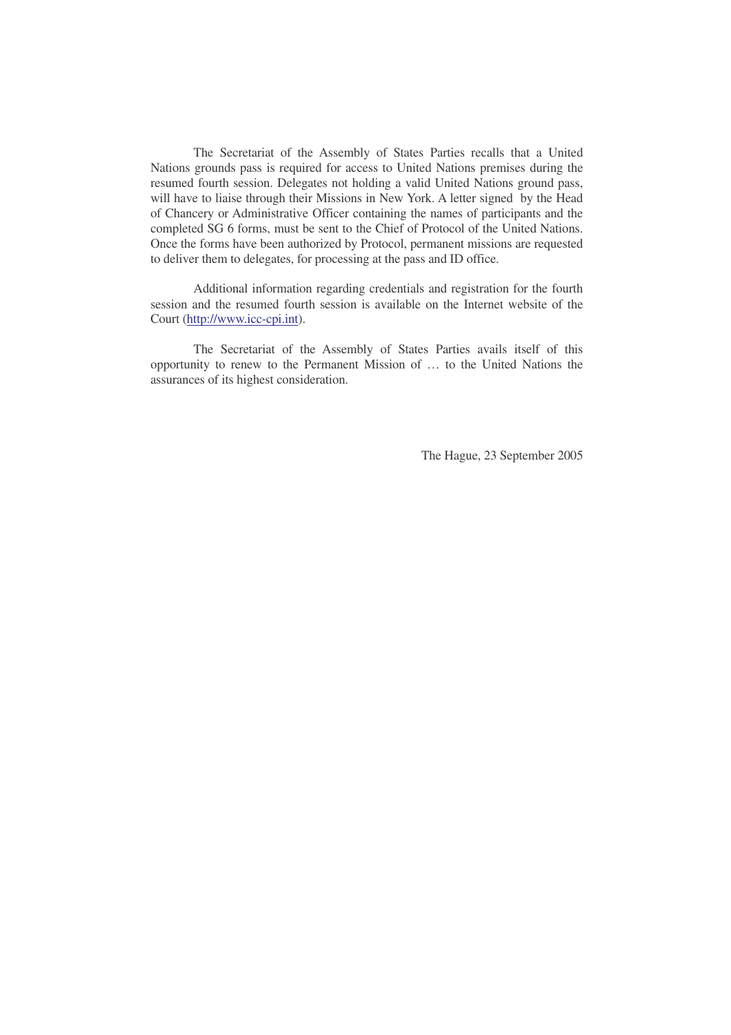The Secretariat of the Assembly of States Parties recalls that a United Nations grounds pass is required for access to United Nations premises during the resumed fourth session. Delegates not holding a valid United Nations ground pass, will have to liaise through their Missions in New York. A letter signed by the Head of Chancery or Administrative Officer containing the names of participants and the completed SG 6 forms, must be sent to the Chief of Protocol of the United Nations. Once the forms have been authorized by Protocol, permanent missions are requested to deliver them to delegates, for processing at the pass and ID office.

Additional information regarding credentials and registration for the fourth session and the resumed fourth session is available on the Internet website of the Court (http://www.icc-cpi.int).

The Secretariat of the Assembly of States Parties avails itself of this opportunity to renew to the Permanent Mission of … to the United Nations the assurances of its highest consideration.

The Hague, 23 September 2005